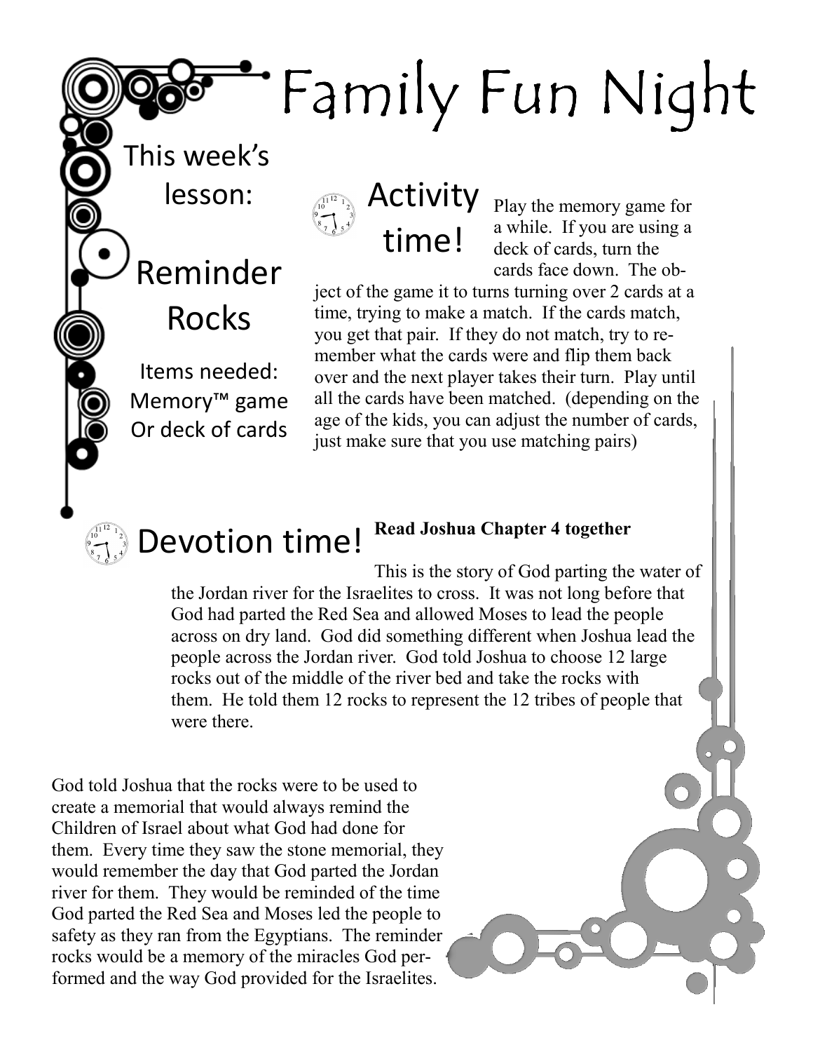# Family Fun Night

This week's lesson:

## Reminder Rocks

Items needed:
Memory™ game
Or deck of cards

## Activity time!

Play the memory game for a while. If you are using a deck of cards, turn the cards face down. The object of the game it to turns turning over 2 cards at a time, trying to make a match. If the cards match, you get that pair. If they do not match, try to remember what the cards were and flip them back over and the next player takes their turn. Play until all the cards have been matched. (depending on the age of the kids, you can adjust the number of cards, just make sure that you use matching pairs)

## Devotion time!

**Read Joshua Chapter 4 together**

This is the story of God parting the water of the Jordan river for the Israelites to cross. It was not long before that God had parted the Red Sea and allowed Moses to lead the people across on dry land. God did something different when Joshua lead the people across the Jordan river. God told Joshua to choose 12 large rocks out of the middle of the river bed and take the rocks with them. He told them 12 rocks to represent the 12 tribes of people that were there.

God told Joshua that the rocks were to be used to create a memorial that would always remind the Children of Israel about what God had done for them. Every time they saw the stone memorial, they would remember the day that God parted the Jordan river for them. They would be reminded of the time God parted the Red Sea and Moses led the people to safety as they ran from the Egyptians. The reminder rocks would be a memory of the miracles God performed and the way God provided for the Israelites.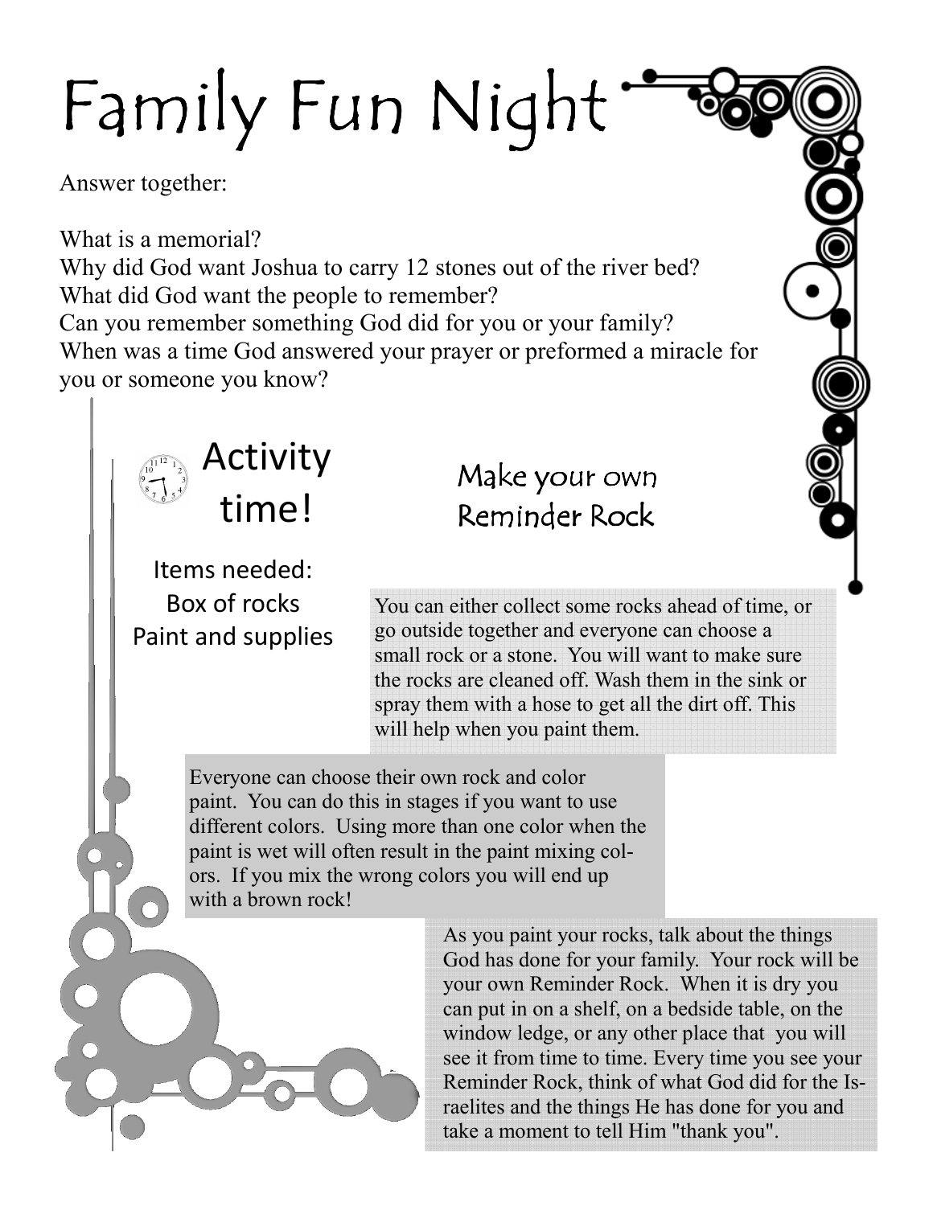# Family Fun Night

Answer together:

What is a memorial?
Why did God want Joshua to carry 12 stones out of the river bed?
What did God want the people to remember?
Can you remember something God did for you or your family?
When was a time God answered your prayer or preformed a miracle for you or someone you know?

## Activity time!

Items needed:
Box of rocks
Paint and supplies

### Make your own Reminder Rock

You can either collect some rocks ahead of time, or go outside together and everyone can choose a small rock or a stone. You will want to make sure the rocks are cleaned off. Wash them in the sink or spray them with a hose to get all the dirt off. This will help when you paint them.

Everyone can choose their own rock and color paint. You can do this in stages if you want to use different colors. Using more than one color when the paint is wet will often result in the paint mixing colors. If you mix the wrong colors you will end up with a brown rock!

As you paint your rocks, talk about the things God has done for your family. Your rock will be your own Reminder Rock. When it is dry you can put in on a shelf, on a bedside table, on the window ledge, or any other place that you will see it from time to time. Every time you see your Reminder Rock, think of what God did for the Israelites and the things He has done for you and take a moment to tell Him "thank you".